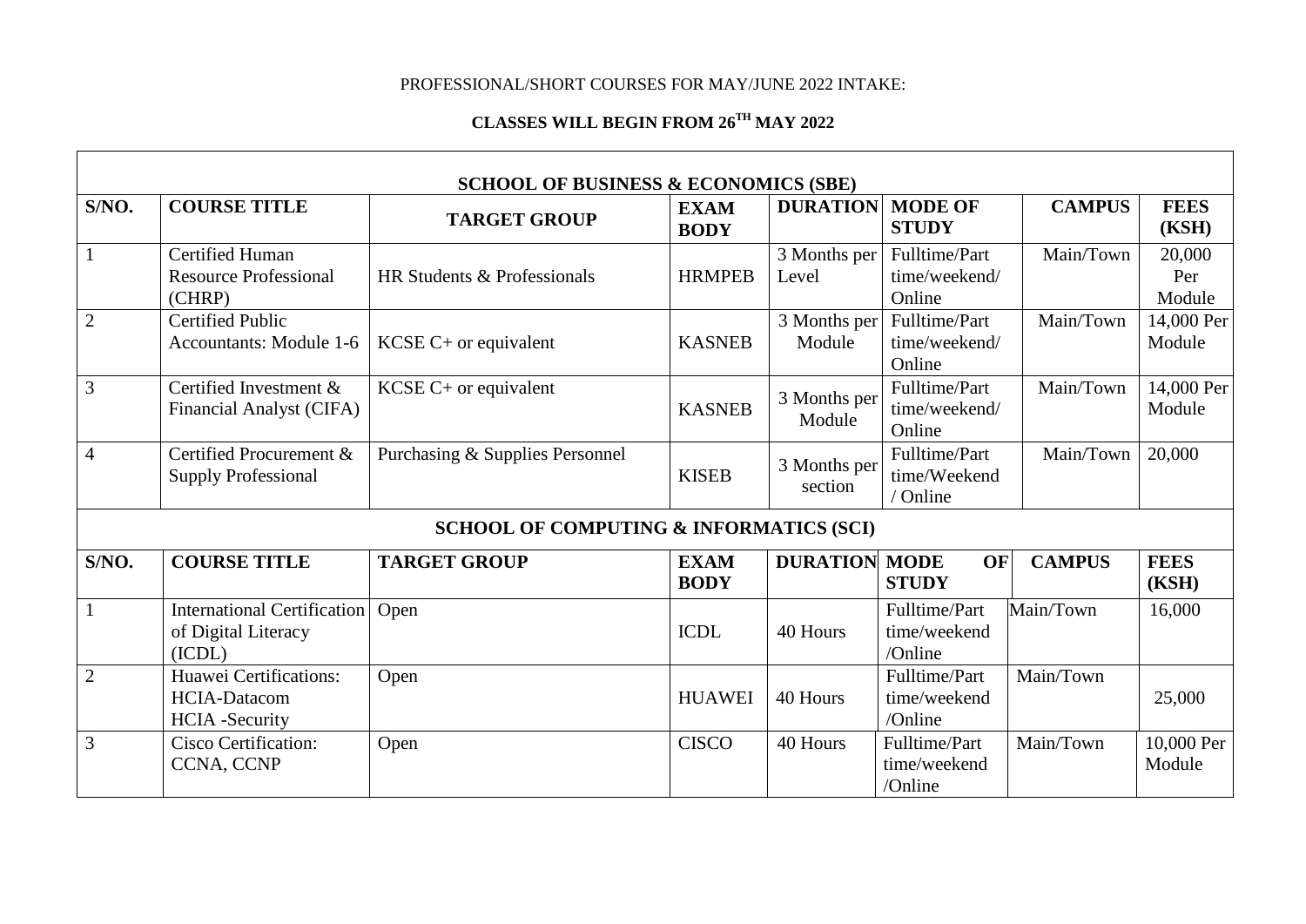PROFESSIONAL/SHORT COURSES FOR MAY/JUNE 2022 INTAKE:

**CLASSES WILL BEGIN FROM 26$^{TH}$ MAY 2022**

| **SCHOOL OF BUSINESS & ECONOMICS (SBE)** | | | | | | | |
|---|---|---|---|---|---|---|---|
| **S/NO.** | **COURSE TITLE** | **TARGET GROUP** | **EXAM BODY** | **DURATION** | **MODE OF STUDY** | **CAMPUS** | **FEES (KSH)** |
| 1 | Certified Human Resource Professional (CHRP) | HR Students & Professionals | HRMPEB | 3 Months per Level | Fulltime/Part time/weekend/ Online | Main/Town | 20,000 Per Module |
| 2 | Certified Public Accountants: Module 1-6 | KCSE C+ or equivalent | KASNEB | 3 Months per Module | Fulltime/Part time/weekend/ Online | Main/Town | 14,000 Per Module |
| 3 | Certified Investment & Financial Analyst (CIFA) | KCSE C+ or equivalent | KASNEB | 3 Months per Module | Fulltime/Part time/weekend/ Online | Main/Town | 14,000 Per Module |
| 4 | Certified Procurement & Supply Professional | Purchasing & Supplies Personnel | KISEB | 3 Months per section | Fulltime/Part time/Weekend / Online | Main/Town | 20,000 |
| **SCHOOL OF COMPUTING & INFORMATICS (SCI)** | | | | | | | |
| **S/NO.** | **COURSE TITLE** | **TARGET GROUP** | **EXAM BODY** | **DURATION** | **MODE OF STUDY** | **CAMPUS** | **FEES (KSH)** |
| 1 | International Certification of Digital Literacy (ICDL) | Open | ICDL | 40 Hours | Fulltime/Part time/weekend /Online | Main/Town | 16,000 |
| 2 | Huawei Certifications: HCIA-Datacom HCIA -Security | Open | HUAWEI | 40 Hours | Fulltime/Part time/weekend /Online | Main/Town | 25,000 |
| 3 | Cisco Certification: CCNA, CCNP | Open | CISCO | 40 Hours | Fulltime/Part time/weekend /Online | Main/Town | 10,000 Per Module |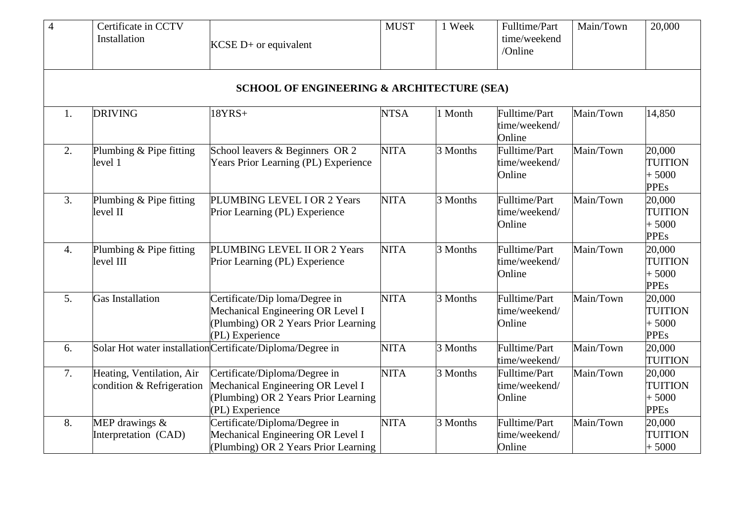| 4 | Certificate in CCTV Installation | KCSE D+ or equivalent | MUST | 1 Week | Fulltime/Part time/weekend /Online | Main/Town | 20,000 |
|---|---|---|---|---|---|---|---|
| **SCHOOL OF ENGINEERING & ARCHITECTURE (SEA)** | | | | | | | |
| 1. | DRIVING | 18YRS+ | NTSA | 1 Month | Fulltime/Part time/weekend/ Online | Main/Town | 14,850 |
| 2. | Plumbing & Pipe fitting level 1 | School leavers & Beginners OR 2 Years Prior Learning (PL) Experience | NITA | 3 Months | Fulltime/Part time/weekend/ Online | Main/Town | 20,000 TUITION + 5000 PPEs |
| 3. | Plumbing & Pipe fitting level II | PLUMBING LEVEL I OR 2 Years Prior Learning (PL) Experience | NITA | 3 Months | Fulltime/Part time/weekend/ Online | Main/Town | 20,000 TUITION + 5000 PPEs |
| 4. | Plumbing & Pipe fitting level III | PLUMBING LEVEL II OR 2 Years Prior Learning (PL) Experience | NITA | 3 Months | Fulltime/Part time/weekend/ Online | Main/Town | 20,000 TUITION + 5000 PPEs |
| 5. | Gas Installation | Certificate/Dip loma/Degree in Mechanical Engineering OR Level I (Plumbing) OR 2 Years Prior Learning (PL) Experience | NITA | 3 Months | Fulltime/Part time/weekend/ Online | Main/Town | 20,000 TUITION + 5000 PPEs |
| 6. | Solar Hot water installation | Certificate/Diploma/Degree in | NITA | 3 Months | Fulltime/Part time/weekend/ | Main/Town | 20,000 TUITION |
| 7. | Heating, Ventilation, Air condition & Refrigeration | Certificate/Diploma/Degree in Mechanical Engineering OR Level I (Plumbing) OR 2 Years Prior Learning (PL) Experience | NITA | 3 Months | Fulltime/Part time/weekend/ Online | Main/Town | 20,000 TUITION + 5000 PPEs |
| 8. | MEP drawings & Interpretation (CAD) | Certificate/Diploma/Degree in Mechanical Engineering OR Level I (Plumbing) OR 2 Years Prior Learning | NITA | 3 Months | Fulltime/Part time/weekend/ Online | Main/Town | 20,000 TUITION + 5000 |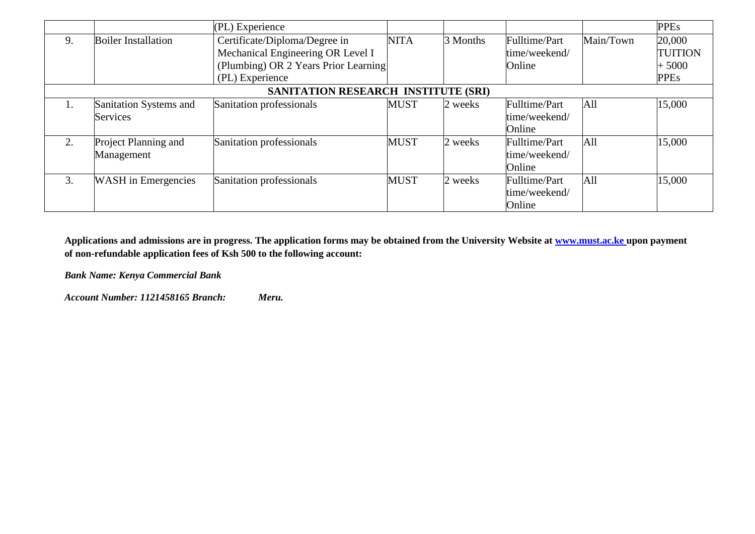| | | | | | | | |
|---|---|---|---|---|---|---|---|
| | | (PL) Experience | | | | | PPEs |
| 9. | Boiler Installation | Certificate/Diploma/Degree in Mechanical Engineering OR Level I (Plumbing) OR 2 Years Prior Learning (PL) Experience | NITA | 3 Months | Fulltime/Part time/weekend/ Online | Main/Town | 20,000 TUITION + 5000 PPEs |
| **SANITATION RESEARCH INSTITUTE (SRI)** | | | | | | | |
| 1. | Sanitation Systems and Services | Sanitation professionals | MUST | 2 weeks | Fulltime/Part time/weekend/ Online | All | 15,000 |
| 2. | Project Planning and Management | Sanitation professionals | MUST | 2 weeks | Fulltime/Part time/weekend/ Online | All | 15,000 |
| 3. | WASH in Emergencies | Sanitation professionals | MUST | 2 weeks | Fulltime/Part time/weekend/ Online | All | 15,000 |

**Applications and admissions are in progress. The application forms may be obtained from the University Website at [www.must.ac.ke](http://www.must.ac.ke) upon payment of non-refundable application fees of Ksh 500 to the following account:**

***Bank Name: Kenya Commercial Bank***

***Account Number: 1121458165 Branch: Meru.***